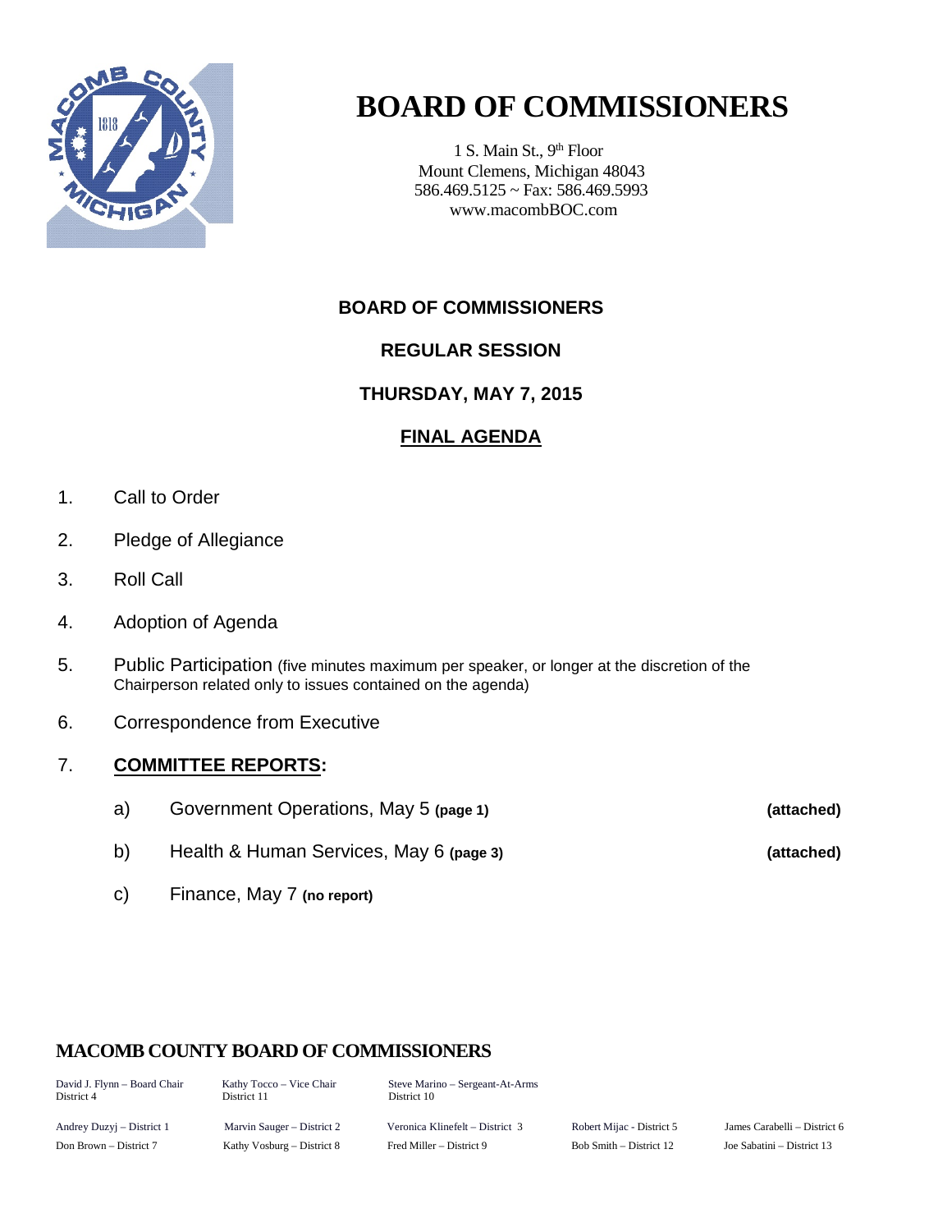# BOARD OF COMMISSIONERS

1 S. Main St., 9th Floor
Mount Clemens, Michigan 48043
586.469.5125 ~ Fax: 586.469.5993
www.macombBOC.com

## BOARD OF COMMISSIONERS

## REGULAR SESSION

## THURSDAY, MAY 7, 2015

## FINAL AGENDA

1. Call to Order
2. Pledge of Allegiance
3. Roll Call
4. Adoption of Agenda
5. Public Participation (five minutes maximum per speaker, or longer at the discretion of the Chairperson related only to issues contained on the agenda)
6. Correspondence from Executive
7. **COMMITTEE REPORTS:**
   a) Government Operations, May 5 **(page 1)** **(attached)**
   b) Health & Human Services, May 6 **(page 3)** **(attached)**
   c) Finance, May 7 **(no report)**

**MACOMB COUNTY BOARD OF COMMISSIONERS**

David J. Flynn – Board Chair, District 4
Kathy Tocco – Vice Chair, District 11
Steve Marino – Sergeant-At-Arms, District 10

Andrey Duzyj – District 1
Marvin Sauger – District 2
Veronica Klinefelt – District 3
Robert Mijac - District 5
James Carabelli – District 6
Don Brown – District 7
Kathy Vosburg – District 8
Fred Miller – District 9
Bob Smith – District 12
Joe Sabatini – District 13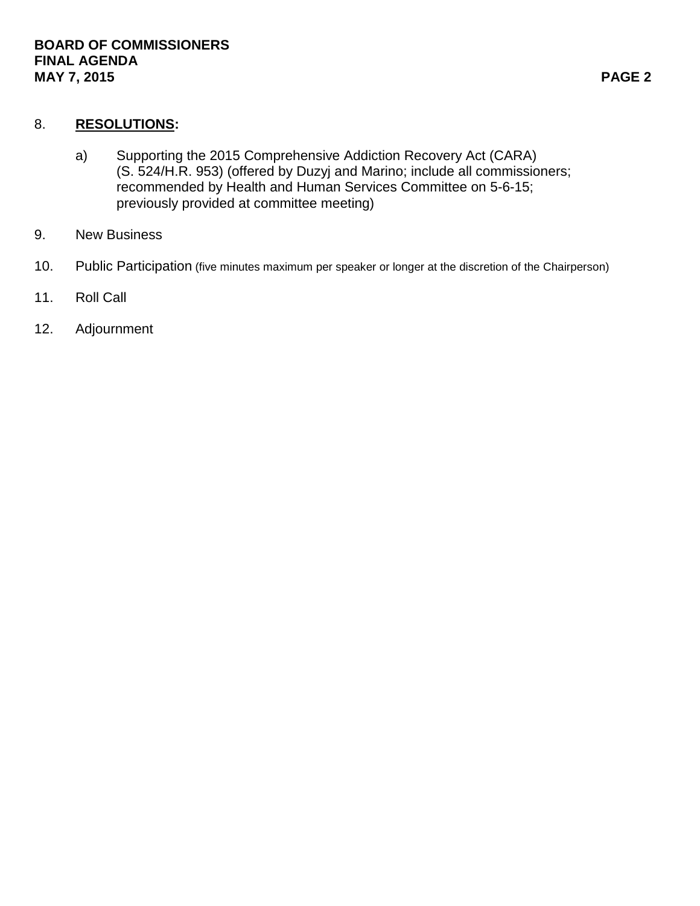8. **RESOLUTIONS:**

   a) Supporting the 2015 Comprehensive Addiction Recovery Act (CARA) (S. 524/H.R. 953) (offered by Duzyj and Marino; include all commissioners; recommended by Health and Human Services Committee on 5-6-15; previously provided at committee meeting)

9. New Business

10. Public Participation (five minutes maximum per speaker or longer at the discretion of the Chairperson)

11. Roll Call

12. Adjournment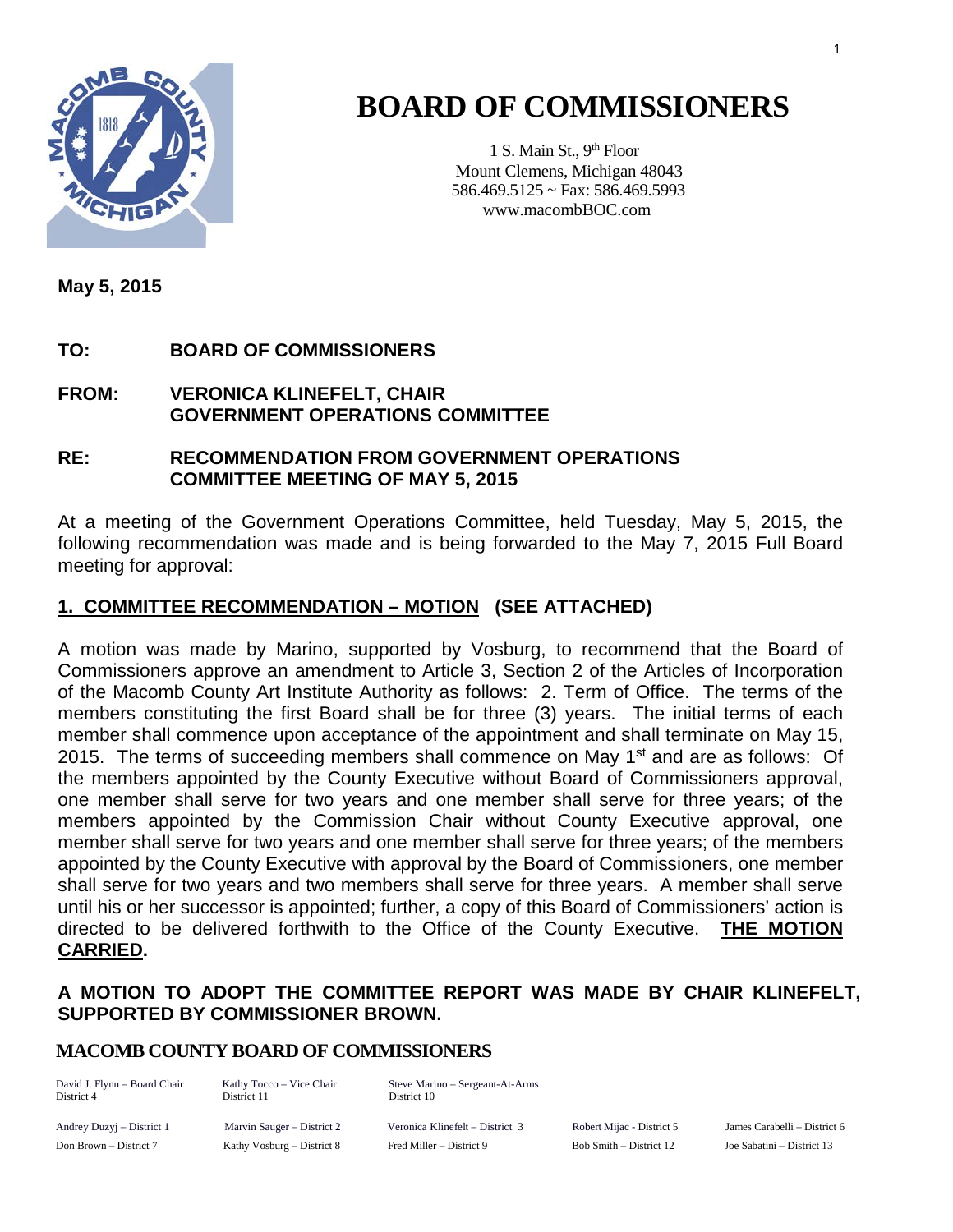# BOARD OF COMMISSIONERS

1 S. Main St., 9th Floor
Mount Clemens, Michigan 48043
586.469.5125 ~ Fax: 586.469.5993
www.macombBOC.com

**May 5, 2015**

**TO: BOARD OF COMMISSIONERS**

**FROM: VERONICA KLINEFELT, CHAIR**
**GOVERNMENT OPERATIONS COMMITTEE**

**RE: RECOMMENDATION FROM GOVERNMENT OPERATIONS COMMITTEE MEETING OF MAY 5, 2015**

At a meeting of the Government Operations Committee, held Tuesday, May 5, 2015, the following recommendation was made and is being forwarded to the May 7, 2015 Full Board meeting for approval:

## 1. COMMITTEE RECOMMENDATION – MOTION (SEE ATTACHED)

A motion was made by Marino, supported by Vosburg, to recommend that the Board of Commissioners approve an amendment to Article 3, Section 2 of the Articles of Incorporation of the Macomb County Art Institute Authority as follows: 2. Term of Office. The terms of the members constituting the first Board shall be for three (3) years. The initial terms of each member shall commence upon acceptance of the appointment and shall terminate on May 15, 2015. The terms of succeeding members shall commence on May 1st and are as follows: Of the members appointed by the County Executive without Board of Commissioners approval, one member shall serve for two years and one member shall serve for three years; of the members appointed by the Commission Chair without County Executive approval, one member shall serve for two years and one member shall serve for three years; of the members appointed by the County Executive with approval by the Board of Commissioners, one member shall serve for two years and two members shall serve for three years. A member shall serve until his or her successor is appointed; further, a copy of this Board of Commissioners' action is directed to be delivered forthwith to the Office of the County Executive. **THE MOTION CARRIED.**

**A MOTION TO ADOPT THE COMMITTEE REPORT WAS MADE BY CHAIR KLINEFELT, SUPPORTED BY COMMISSIONER BROWN.**

**MACOMB COUNTY BOARD OF COMMISSIONERS**

David J. Flynn – Board Chair, District 4
Kathy Tocco – Vice Chair, District 11
Steve Marino – Sergeant-At-Arms, District 10

Andrey Duzyj – District 1
Marvin Sauger – District 2
Veronica Klinefelt – District 3
Robert Mijac - District 5
James Carabelli – District 6
Don Brown – District 7
Kathy Vosburg – District 8
Fred Miller – District 9
Bob Smith – District 12
Joe Sabatini – District 13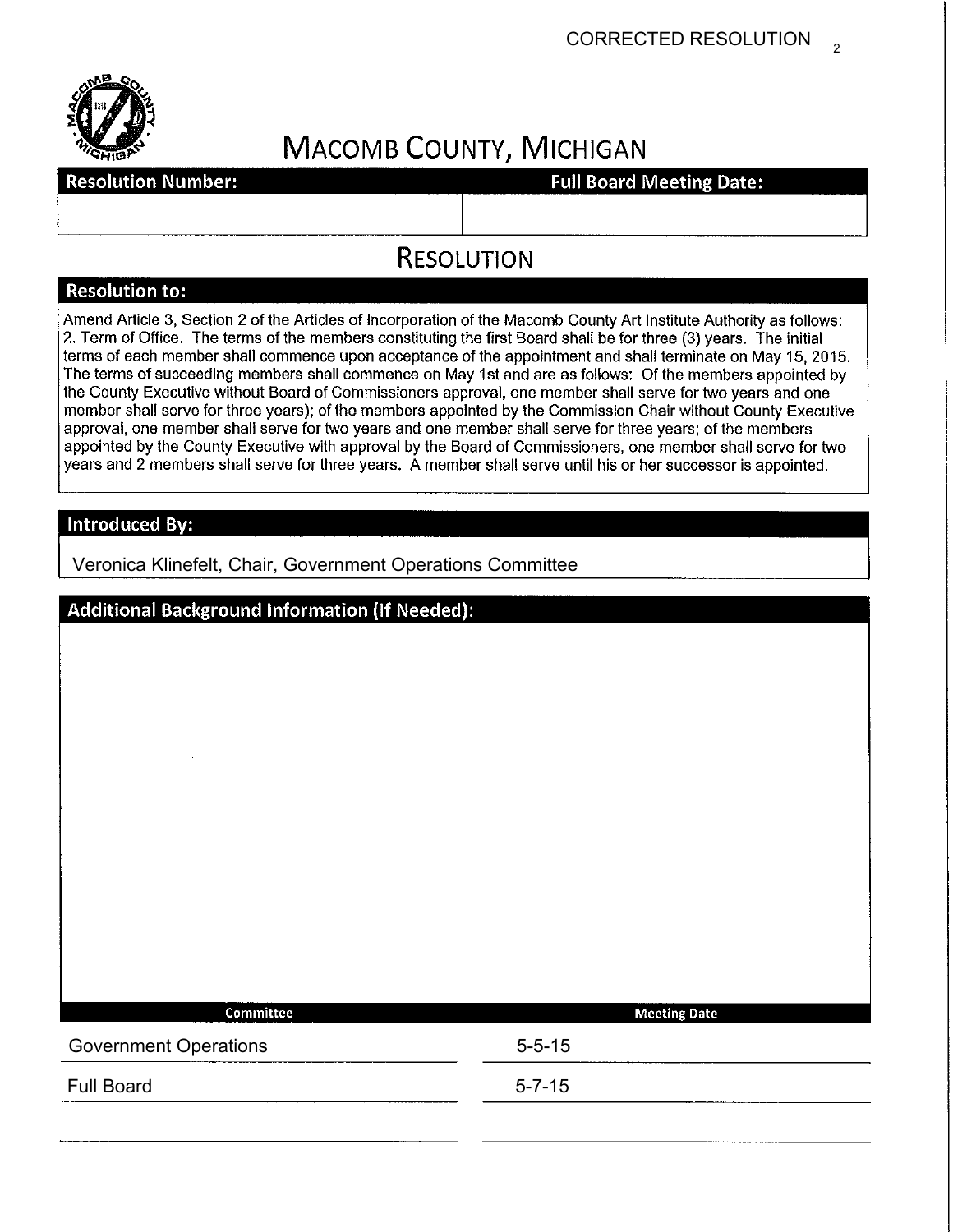CORRECTED RESOLUTION

# MACOMB COUNTY, MICHIGAN

| Resolution Number: | Full Board Meeting Date: |
| --- | --- |
| | |

## RESOLUTION

### Resolution to:

Amend Article 3, Section 2 of the Articles of Incorporation of the Macomb County Art Institute Authority as follows: 2. Term of Office. The terms of the members constituting the first Board shall be for three (3) years. The initial terms of each member shall commence upon acceptance of the appointment and shall terminate on May 15, 2015. The terms of succeeding members shall commence on May 1st and are as follows: Of the members appointed by the County Executive without Board of Commissioners approval, one member shall serve for two years and one member shall serve for three years); of the members appointed by the Commission Chair without County Executive approval, one member shall serve for two years and one member shall serve for three years; of the members appointed by the County Executive with approval by the Board of Commissioners, one member shall serve for two years and 2 members shall serve for three years. A member shall serve until his or her successor is appointed.

### Introduced By:

Veronica Klinefelt, Chair, Government Operations Committee

### Additional Background Information (If Needed):

| Committee | Meeting Date |
| --- | --- |
| Government Operations | 5-5-15 |
| Full Board | 5-7-15 |
| | |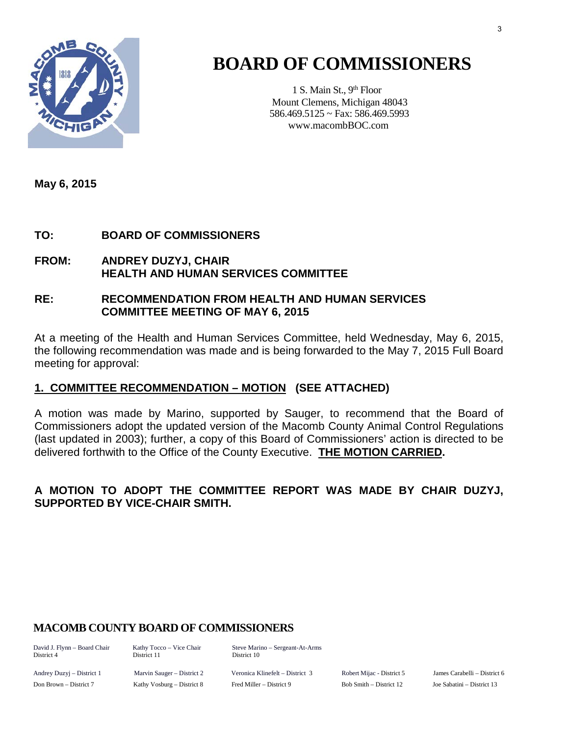# BOARD OF COMMISSIONERS

1 S. Main St., 9th Floor
Mount Clemens, Michigan 48043
586.469.5125 ~ Fax: 586.469.5993
www.macombBOC.com

**May 6, 2015**

**TO: BOARD OF COMMISSIONERS**

**FROM: ANDREY DUZYJ, CHAIR**
**HEALTH AND HUMAN SERVICES COMMITTEE**

**RE: RECOMMENDATION FROM HEALTH AND HUMAN SERVICES COMMITTEE MEETING OF MAY 6, 2015**

At a meeting of the Health and Human Services Committee, held Wednesday, May 6, 2015, the following recommendation was made and is being forwarded to the May 7, 2015 Full Board meeting for approval:

## 1. COMMITTEE RECOMMENDATION – MOTION (SEE ATTACHED)

A motion was made by Marino, supported by Sauger, to recommend that the Board of Commissioners adopt the updated version of the Macomb County Animal Control Regulations (last updated in 2003); further, a copy of this Board of Commissioners' action is directed to be delivered forthwith to the Office of the County Executive. **THE MOTION CARRIED.**

**A MOTION TO ADOPT THE COMMITTEE REPORT WAS MADE BY CHAIR DUZYJ, SUPPORTED BY VICE-CHAIR SMITH.**

**MACOMB COUNTY BOARD OF COMMISSIONERS**

| | | | | |
|---|---|---|---|---|
| David J. Flynn – Board Chair District 4 | Kathy Tocco – Vice Chair District 11 | Steve Marino – Sergeant-At-Arms District 10 | | |
| Andrey Duzyj – District 1 | Marvin Sauger – District 2 | Veronica Klinefelt – District 3 | Robert Mijac - District 5 | James Carabelli – District 6 |
| Don Brown – District 7 | Kathy Vosburg – District 8 | Fred Miller – District 9 | Bob Smith – District 12 | Joe Sabatini – District 13 |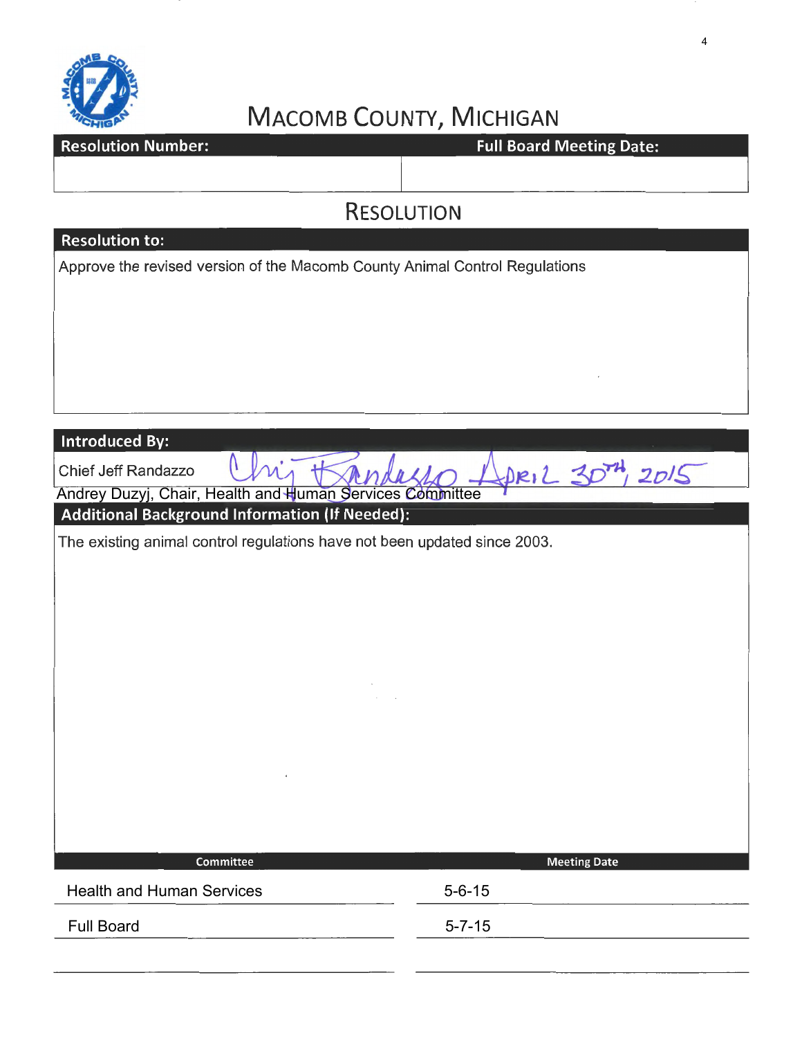# MACOMB COUNTY, MICHIGAN

| Resolution Number: | Full Board Meeting Date: |
| --- | --- |
| | |

## RESOLUTION

**Resolution to:**

Approve the revised version of the Macomb County Animal Control Regulations

**Introduced By:**

Chief Jeff Randazzo Chris Randazzo April 30th, 2015

Andrey Duzyj, Chair, Health and Human Services Committee

**Additional Background Information (If Needed):**

The existing animal control regulations have not been updated since 2003.

| Committee | Meeting Date |
| --- | --- |
| Health and Human Services | 5-6-15 |
| Full Board | 5-7-15 |